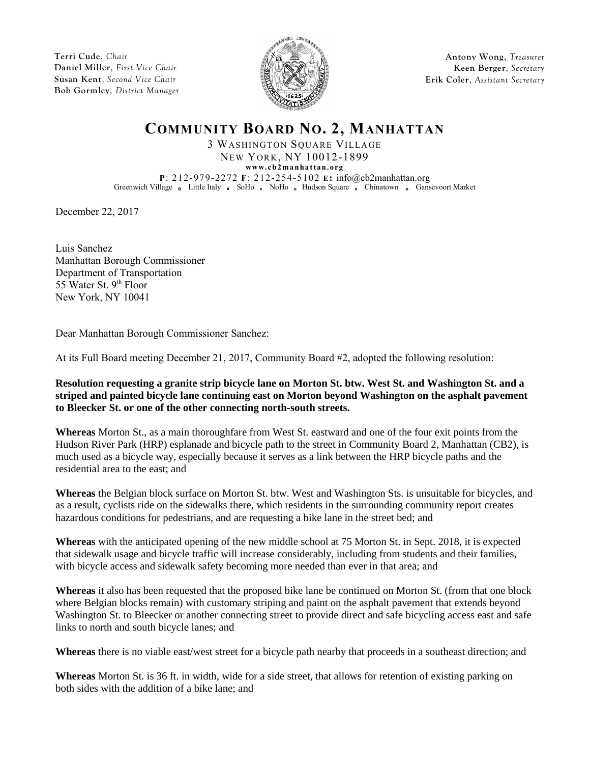Terri Cude, *Chair*
Daniel Miller, *First Vice Chair*
Susan Kent, *Second Vice Chair*
Bob Gormley, *District Manager*

Antony Wong, *Treasurer*
Keen Berger, *Secretary*
Erik Coler, *Assistant Secretary*

# COMMUNITY BOARD NO. 2, MANHATTAN

3 WASHINGTON SQUARE VILLAGE
NEW YORK, NY 10012-1899
www.cb2manhattan.org
**P**: 212-979-2272 **F**: 212-254-5102 **E:** info@cb2manhattan.org
Greenwich Village ▫ Little Italy ▫ SoHo ▫ NoHo ▫ Hudson Square ▫ Chinatown ▫ Gansevoort Market

December 22, 2017

Luis Sanchez
Manhattan Borough Commissioner
Department of Transportation
55 Water St. 9th Floor
New York, NY 10041

Dear Manhattan Borough Commissioner Sanchez:

At its Full Board meeting December 21, 2017, Community Board #2, adopted the following resolution:

**Resolution requesting a granite strip bicycle lane on Morton St. btw. West St. and Washington St. and a striped and painted bicycle lane continuing east on Morton beyond Washington on the asphalt pavement to Bleecker St. or one of the other connecting north-south streets.**

**Whereas** Morton St., as a main thoroughfare from West St. eastward and one of the four exit points from the Hudson River Park (HRP) esplanade and bicycle path to the street in Community Board 2, Manhattan (CB2), is much used as a bicycle way, especially because it serves as a link between the HRP bicycle paths and the residential area to the east; and

**Whereas** the Belgian block surface on Morton St. btw. West and Washington Sts. is unsuitable for bicycles, and as a result, cyclists ride on the sidewalks there, which residents in the surrounding community report creates hazardous conditions for pedestrians, and are requesting a bike lane in the street bed; and

**Whereas** with the anticipated opening of the new middle school at 75 Morton St. in Sept. 2018, it is expected that sidewalk usage and bicycle traffic will increase considerably, including from students and their families, with bicycle access and sidewalk safety becoming more needed than ever in that area; and

**Whereas** it also has been requested that the proposed bike lane be continued on Morton St. (from that one block where Belgian blocks remain) with customary striping and paint on the asphalt pavement that extends beyond Washington St. to Bleecker or another connecting street to provide direct and safe bicycling access east and safe links to north and south bicycle lanes; and

**Whereas** there is no viable east/west street for a bicycle path nearby that proceeds in a southeast direction; and

**Whereas** Morton St. is 36 ft. in width, wide for a side street, that allows for retention of existing parking on both sides with the addition of a bike lane; and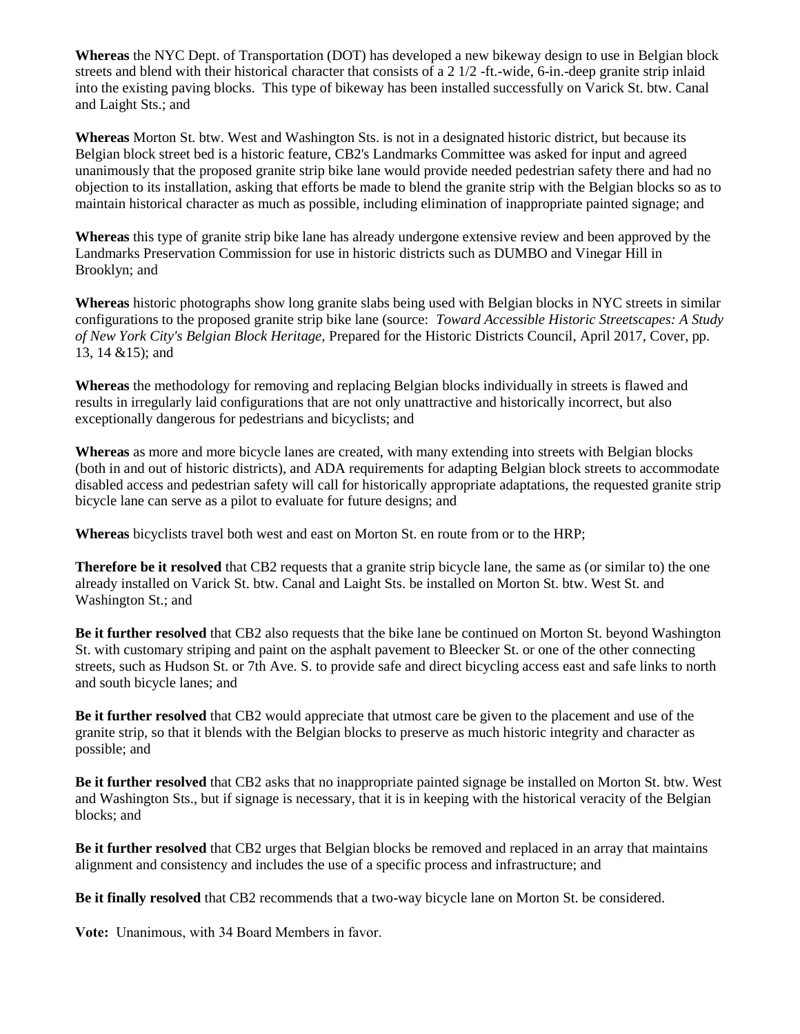**Whereas** the NYC Dept. of Transportation (DOT) has developed a new bikeway design to use in Belgian block streets and blend with their historical character that consists of a 2 1/2 -ft.-wide, 6-in.-deep granite strip inlaid into the existing paving blocks. This type of bikeway has been installed successfully on Varick St. btw. Canal and Laight Sts.; and

**Whereas** Morton St. btw. West and Washington Sts. is not in a designated historic district, but because its Belgian block street bed is a historic feature, CB2's Landmarks Committee was asked for input and agreed unanimously that the proposed granite strip bike lane would provide needed pedestrian safety there and had no objection to its installation, asking that efforts be made to blend the granite strip with the Belgian blocks so as to maintain historical character as much as possible, including elimination of inappropriate painted signage; and

**Whereas** this type of granite strip bike lane has already undergone extensive review and been approved by the Landmarks Preservation Commission for use in historic districts such as DUMBO and Vinegar Hill in Brooklyn; and

**Whereas** historic photographs show long granite slabs being used with Belgian blocks in NYC streets in similar configurations to the proposed granite strip bike lane (source: *Toward Accessible Historic Streetscapes: A Study of New York City's Belgian Block Heritage,* Prepared for the Historic Districts Council, April 2017, Cover, pp. 13, 14 &15); and

**Whereas** the methodology for removing and replacing Belgian blocks individually in streets is flawed and results in irregularly laid configurations that are not only unattractive and historically incorrect, but also exceptionally dangerous for pedestrians and bicyclists; and

**Whereas** as more and more bicycle lanes are created, with many extending into streets with Belgian blocks (both in and out of historic districts), and ADA requirements for adapting Belgian block streets to accommodate disabled access and pedestrian safety will call for historically appropriate adaptations, the requested granite strip bicycle lane can serve as a pilot to evaluate for future designs; and

**Whereas** bicyclists travel both west and east on Morton St. en route from or to the HRP;

**Therefore be it resolved** that CB2 requests that a granite strip bicycle lane, the same as (or similar to) the one already installed on Varick St. btw. Canal and Laight Sts. be installed on Morton St. btw. West St. and Washington St.; and

**Be it further resolved** that CB2 also requests that the bike lane be continued on Morton St. beyond Washington St. with customary striping and paint on the asphalt pavement to Bleecker St. or one of the other connecting streets, such as Hudson St. or 7th Ave. S. to provide safe and direct bicycling access east and safe links to north and south bicycle lanes; and

**Be it further resolved** that CB2 would appreciate that utmost care be given to the placement and use of the granite strip, so that it blends with the Belgian blocks to preserve as much historic integrity and character as possible; and

**Be it further resolved** that CB2 asks that no inappropriate painted signage be installed on Morton St. btw. West and Washington Sts., but if signage is necessary, that it is in keeping with the historical veracity of the Belgian blocks; and

**Be it further resolved** that CB2 urges that Belgian blocks be removed and replaced in an array that maintains alignment and consistency and includes the use of a specific process and infrastructure; and

**Be it finally resolved** that CB2 recommends that a two-way bicycle lane on Morton St. be considered.

**Vote:** Unanimous, with 34 Board Members in favor.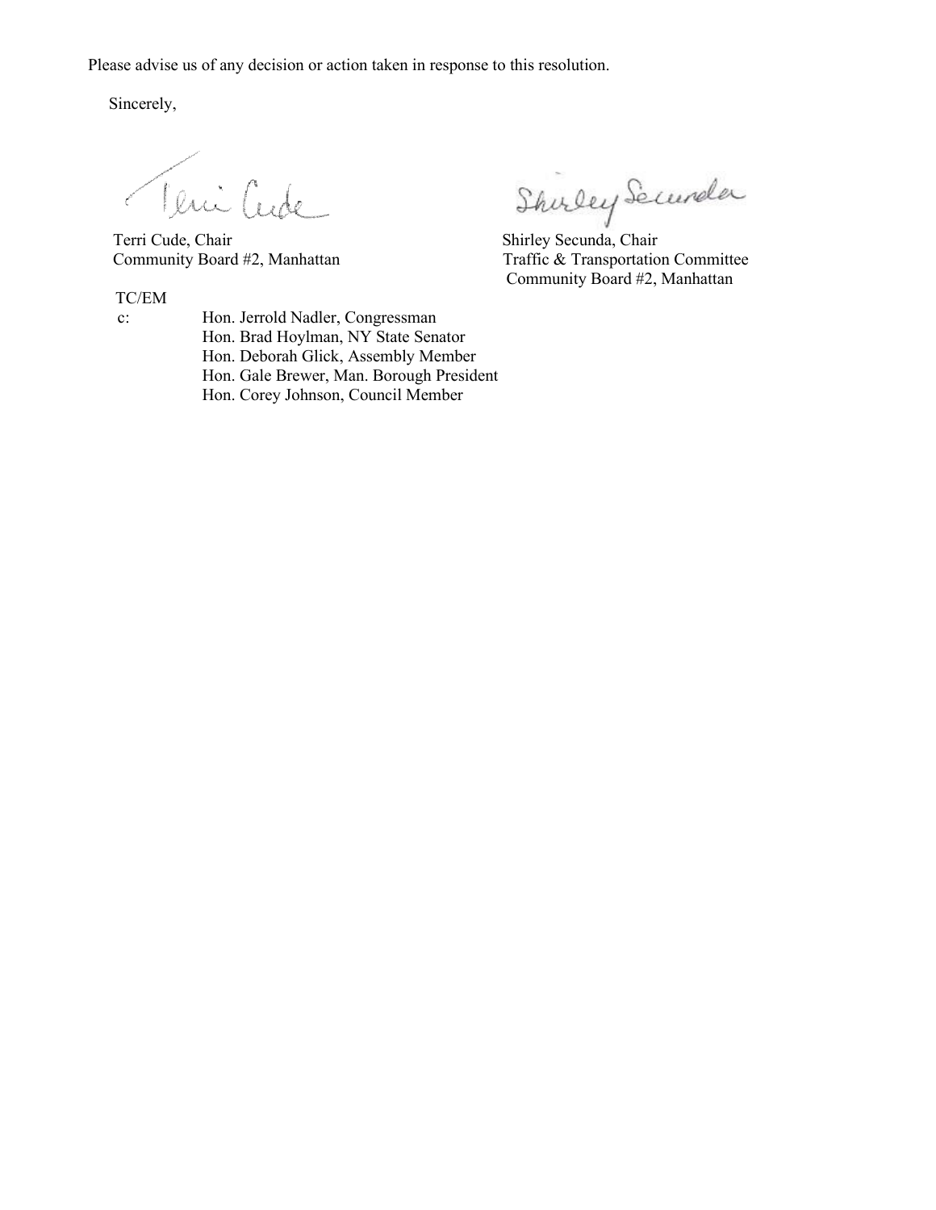Please advise us of any decision or action taken in response to this resolution.

Sincerely,

Terri Cude, Chair
Community Board #2, Manhattan

Shirley Secunda, Chair
Traffic & Transportation Committee
Community Board #2, Manhattan

TC/EM

c: Hon. Jerrold Nadler, Congressman
Hon. Brad Hoylman, NY State Senator
Hon. Deborah Glick, Assembly Member
Hon. Gale Brewer, Man. Borough President
Hon. Corey Johnson, Council Member